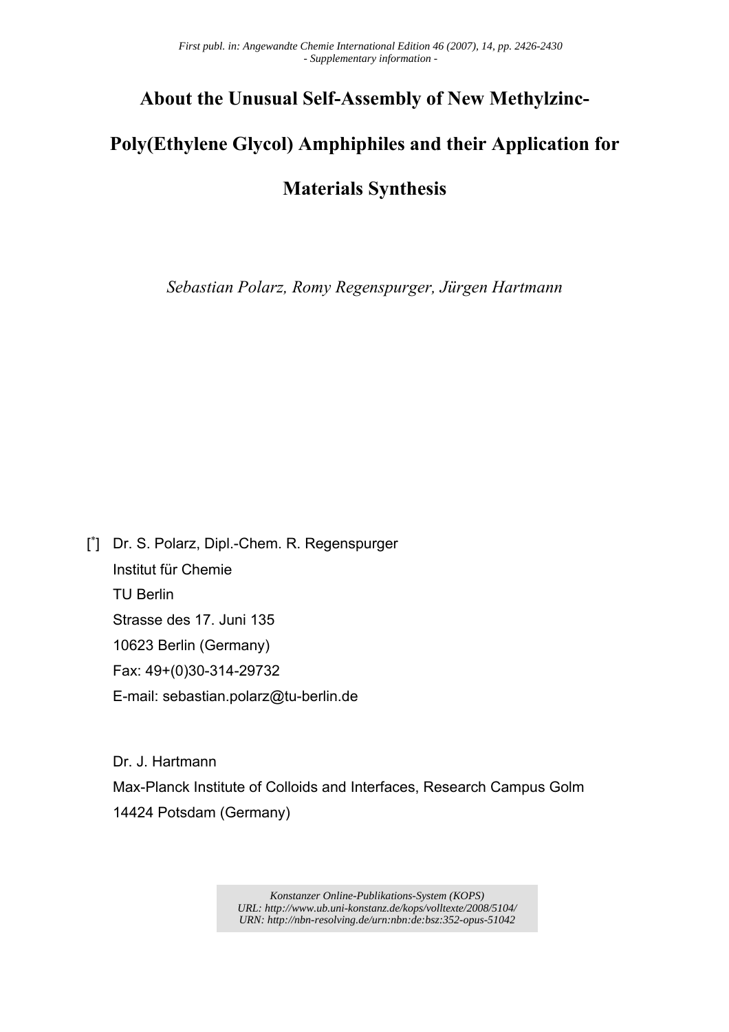*First publ. in: Angewandte Chemie International Edition 46 (2007), 14, pp. 2426-2430*
*- Supplementary information -*

# About the Unusual Self-Assembly of New Methylzinc-Poly(Ethylene Glycol) Amphiphiles and their Application for Materials Synthesis

*Sebastian Polarz, Romy Regenspurger, Jürgen Hartmann*

[*] Dr. S. Polarz, Dipl.-Chem. R. Regenspurger
Institut für Chemie
TU Berlin
Strasse des 17. Juni 135
10623 Berlin (Germany)
Fax: 49+(0)30-314-29732
E-mail: sebastian.polarz@tu-berlin.de

Dr. J. Hartmann
Max-Planck Institute of Colloids and Interfaces, Research Campus Golm
14424 Potsdam (Germany)

*Konstanzer Online-Publikations-System (KOPS)*
*URL: http://www.ub.uni-konstanz.de/kops/volltexte/2008/5104/*
*URN: http://nbn-resolving.de/urn:nbn:de:bsz:352-opus-51042*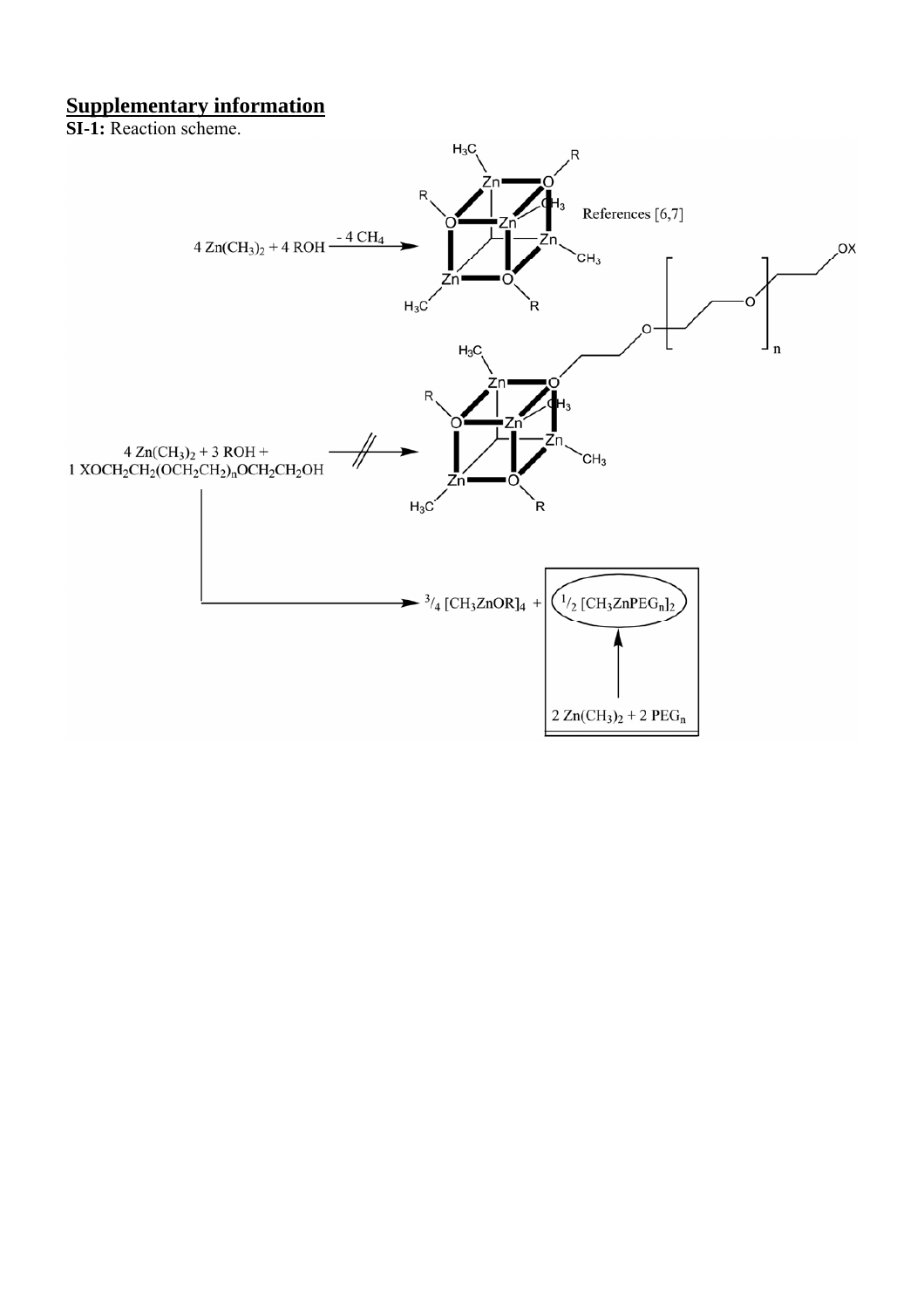## **Supplementary information**

**SI-1:** Reaction scheme.

$$4\ Zn(CH_3)_2 + 4\ ROH \xrightarrow{-4\ CH_4}$$

References [6,7]

$$4\ Zn(CH_3)_2 + 3\ ROH + 1\ XOCH_2CH_2(OCH_2CH_2)_nOCH_2CH_2OH \not\longrightarrow$$

$$\rightarrow \ ^3/_4\ [CH_3ZnOR]_4 + \ ^1/_2\ [CH_3ZnPEG_n]_2$$

$$2\ Zn(CH_3)_2 + 2\ PEG_n$$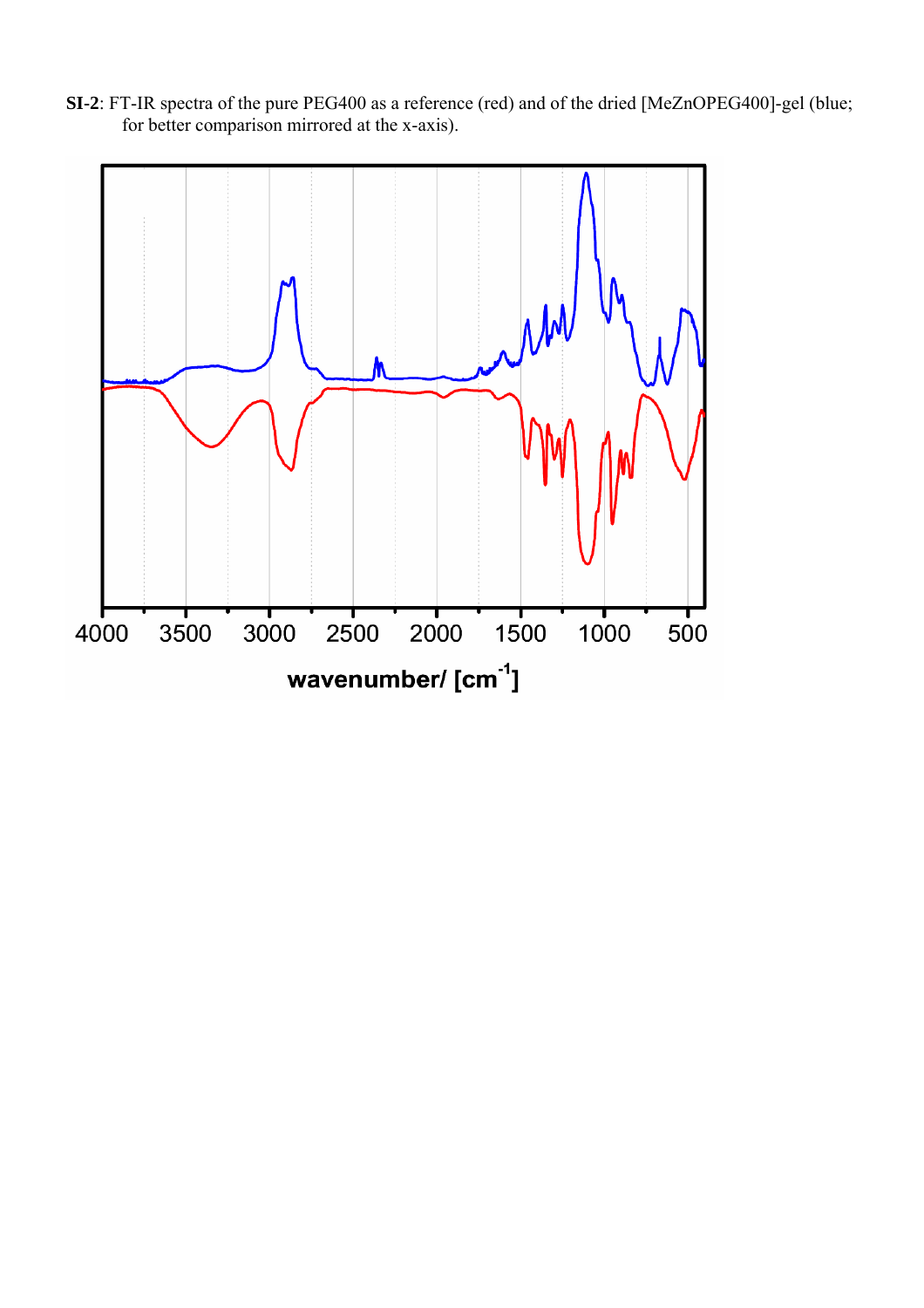**SI-2**: FT-IR spectra of the pure PEG400 as a reference (red) and of the dried [MeZnOPEG400]-gel (blue; for better comparison mirrored at the x-axis).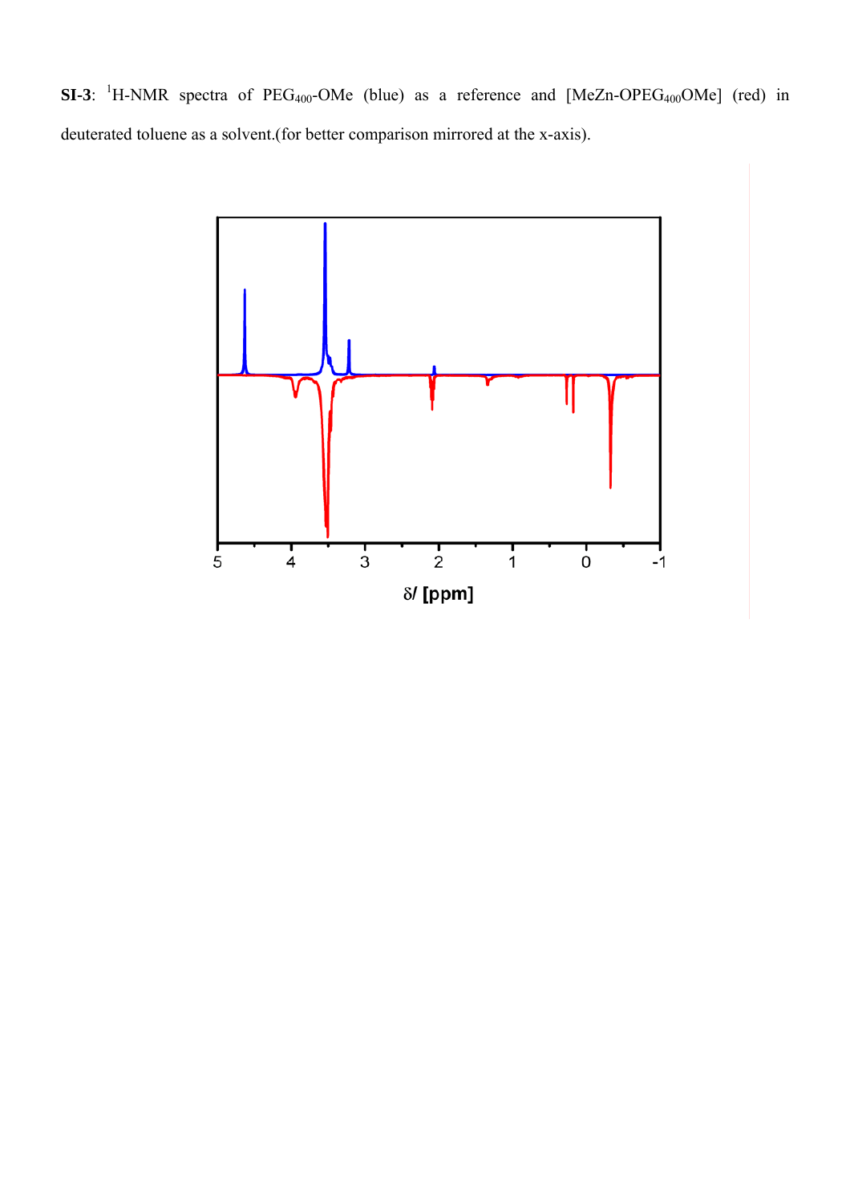**SI-3**: $^{1}$H-NMR spectra of $PEG_{400}$-OMe (blue) as a reference and [MeZn-$OPEG_{400}$OMe] (red) in deuterated toluene as a solvent.(for better comparison mirrored at the x-axis).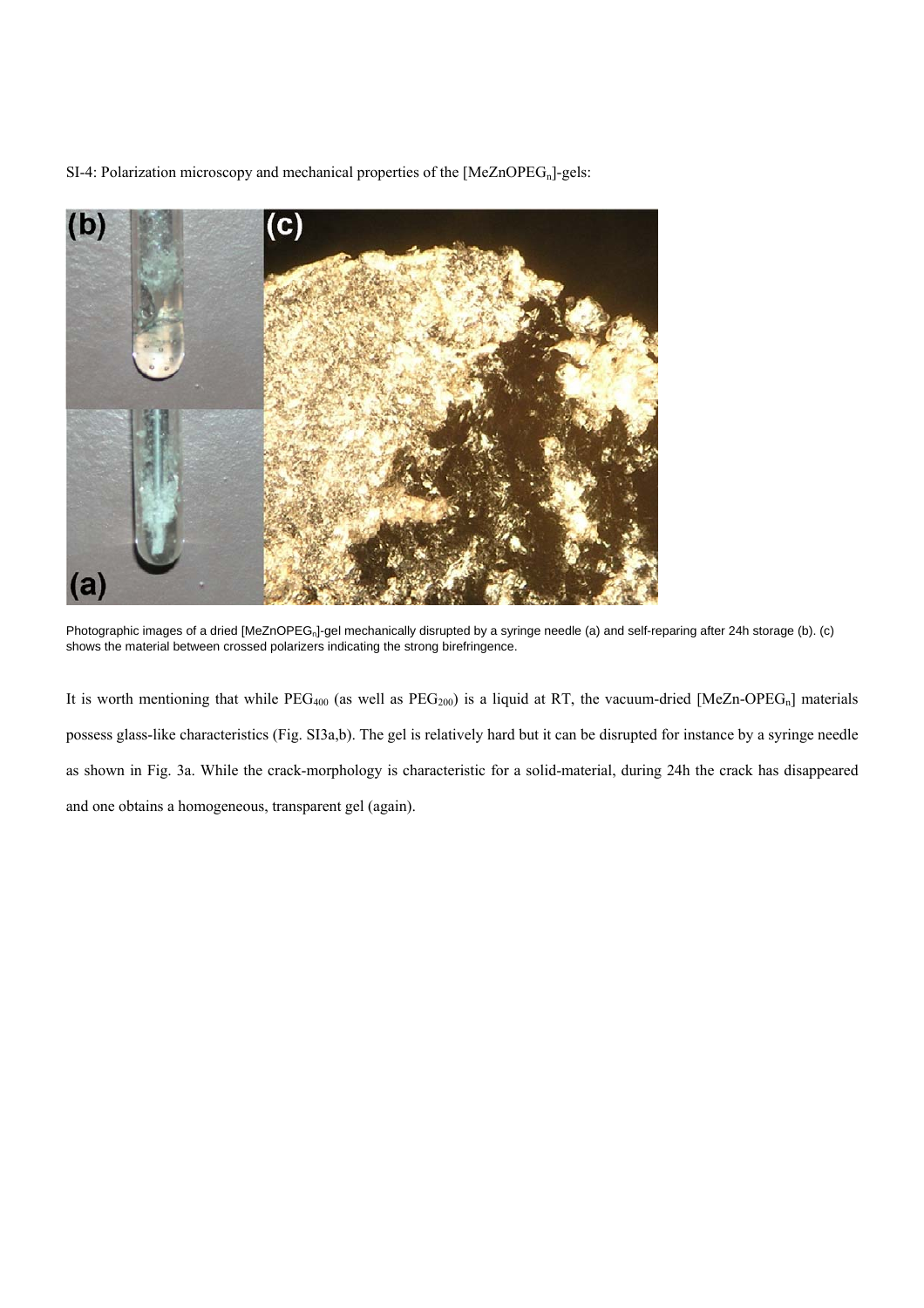SI-4: Polarization microscopy and mechanical properties of the [$MeZnOPEG_n$]-gels:

Photographic images of a dried [$MeZnOPEG_n$]-gel mechanically disrupted by a syringe needle (a) and self-reparing after 24h storage (b). (c) shows the material between crossed polarizers indicating the strong birefringence.

It is worth mentioning that while $PEG_{400}$ (as well as $PEG_{200}$) is a liquid at RT, the vacuum-dried [$MeZn\text{-}OPEG_n$] materials possess glass-like characteristics (Fig. SI3a,b). The gel is relatively hard but it can be disrupted for instance by a syringe needle as shown in Fig. 3a. While the crack-morphology is characteristic for a solid-material, during 24h the crack has disappeared and one obtains a homogeneous, transparent gel (again).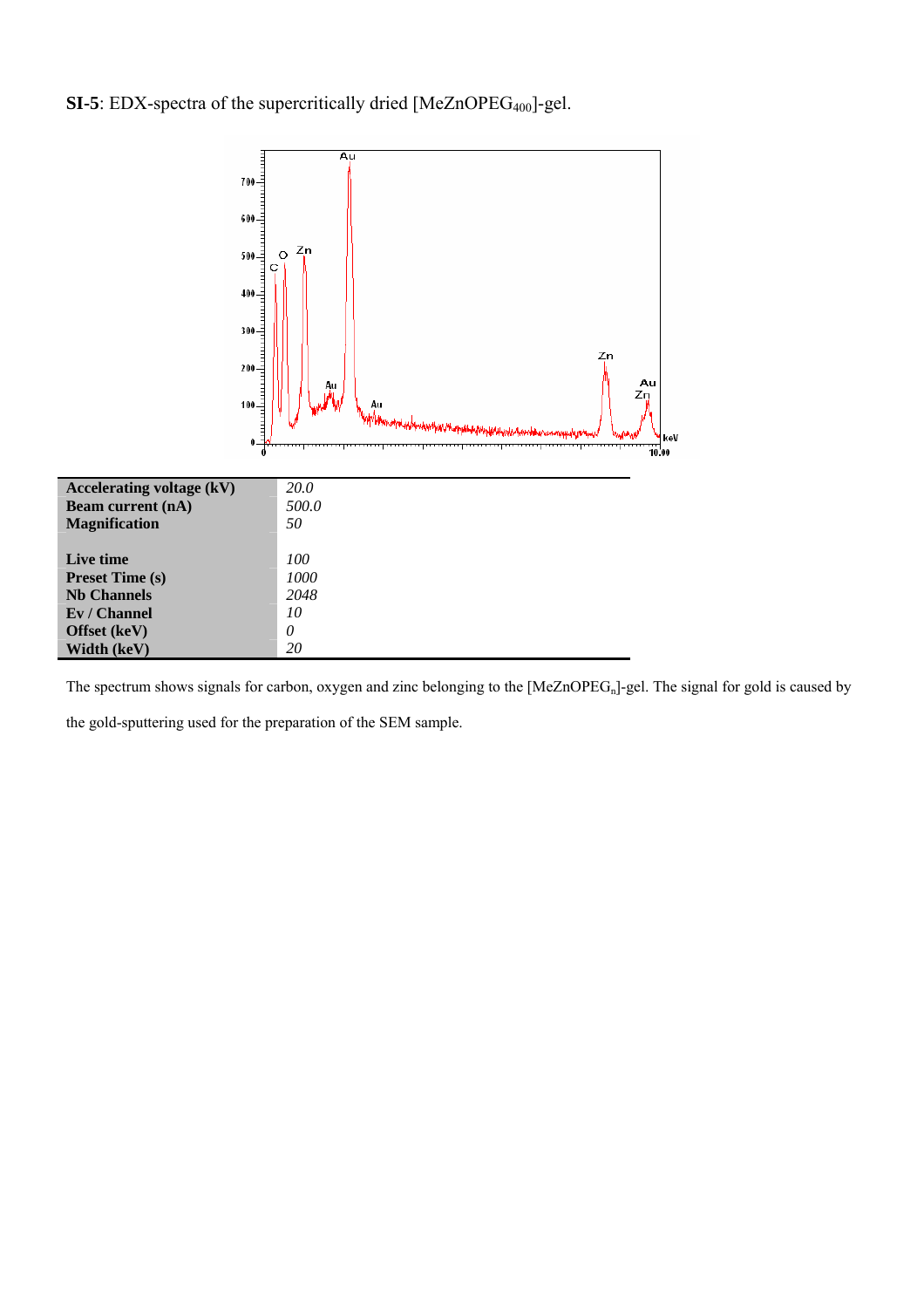**SI-5**: EDX-spectra of the supercritically dried [$MeZnOPEG_{400}$]-gel.

| Accelerating voltage (kV) | *20.0* |
|---|---|
| **Beam current (nA)** | *500.0* |
| **Magnification** | *50* |
| | |
| **Live time** | *100* |
| **Preset Time (s)** | *1000* |
| **Nb Channels** | *2048* |
| **Ev / Channel** | *10* |
| **Offset (keV)** | *0* |
| **Width (keV)** | *20* |

The spectrum shows signals for carbon, oxygen and zinc belonging to the [$MeZnOPEG_n$]-gel. The signal for gold is caused by the gold-sputtering used for the preparation of the SEM sample.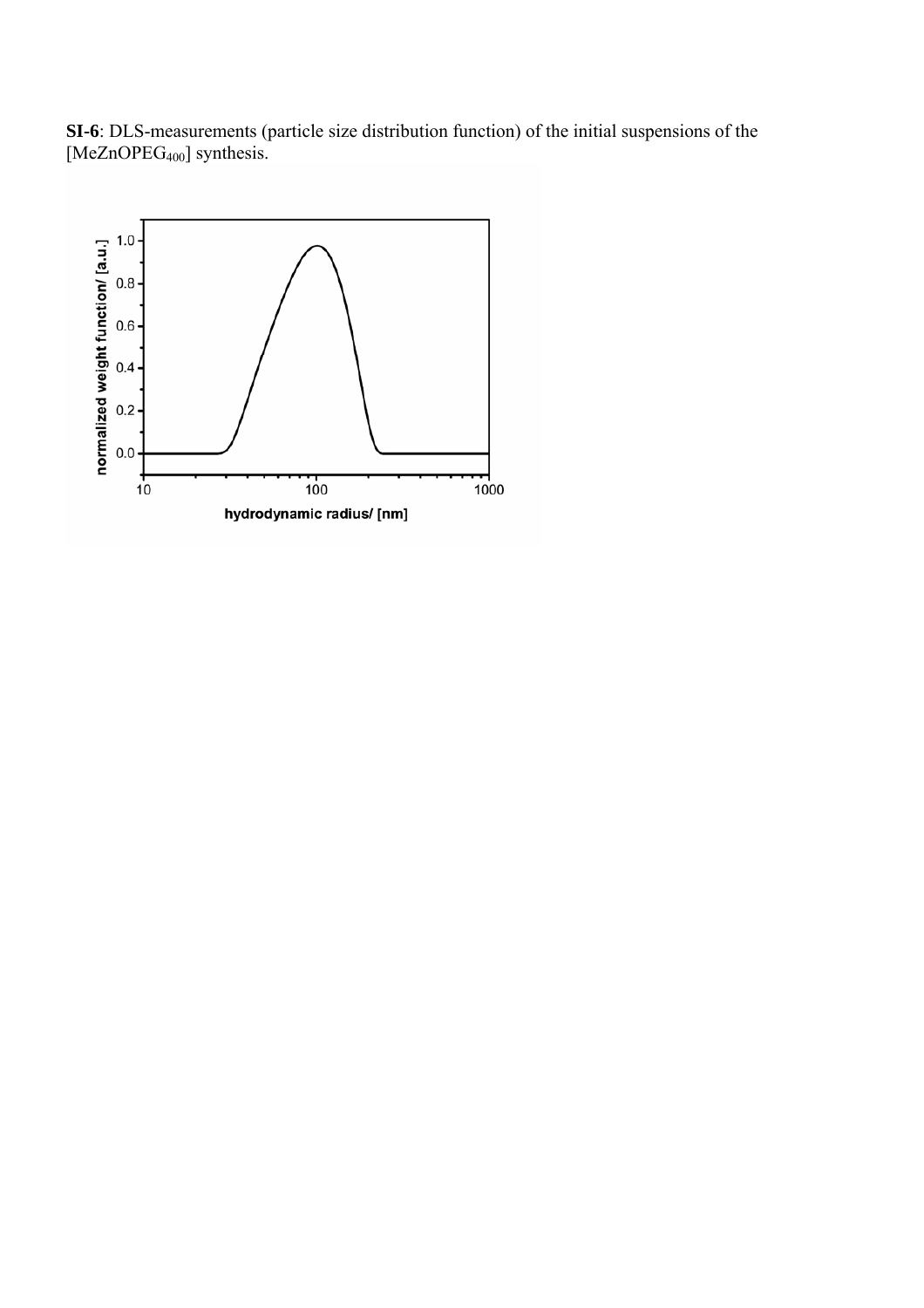**SI-6**: DLS-measurements (particle size distribution function) of the initial suspensions of the [$MeZnOPEG_{400}$] synthesis.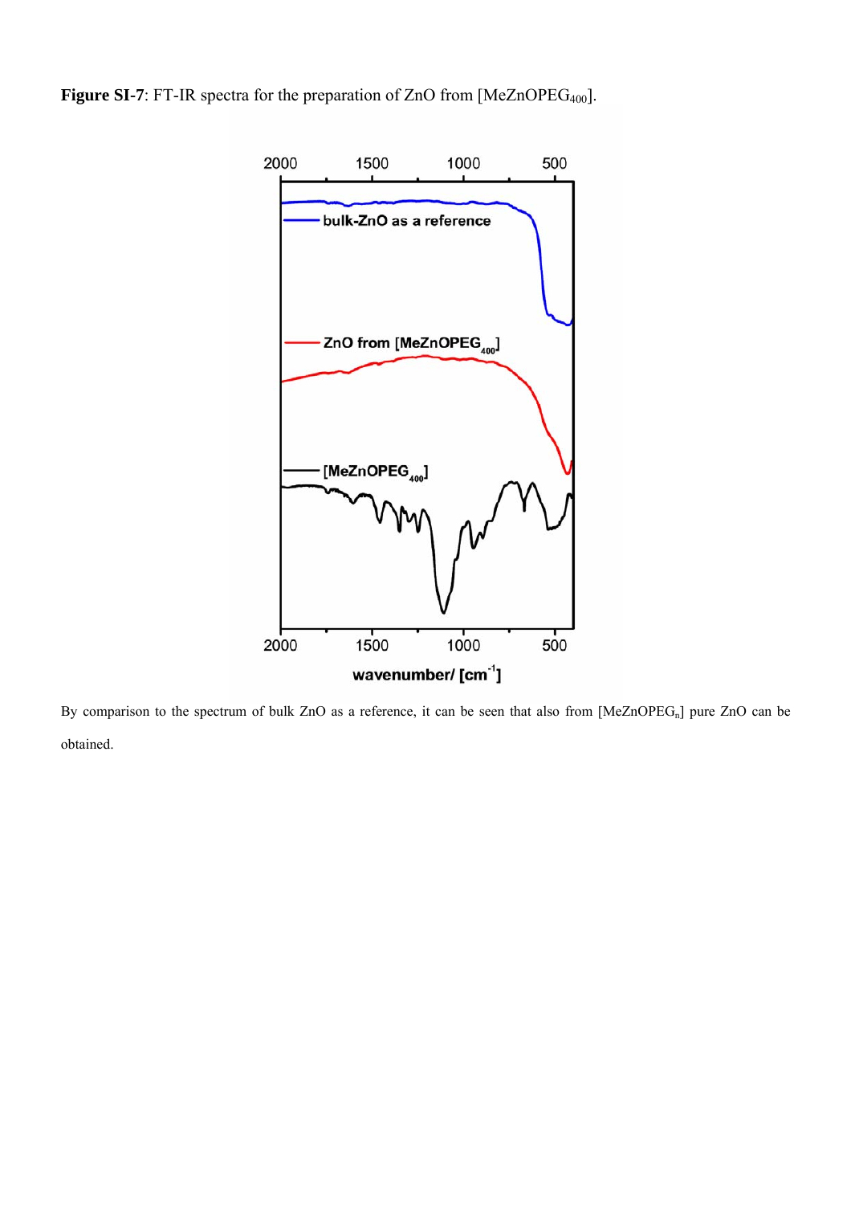**Figure SI-7**: FT-IR spectra for the preparation of ZnO from [$MeZnOPEG_{400}$].

By comparison to the spectrum of bulk ZnO as a reference, it can be seen that also from [$MeZnOPEG_n$] pure ZnO can be obtained.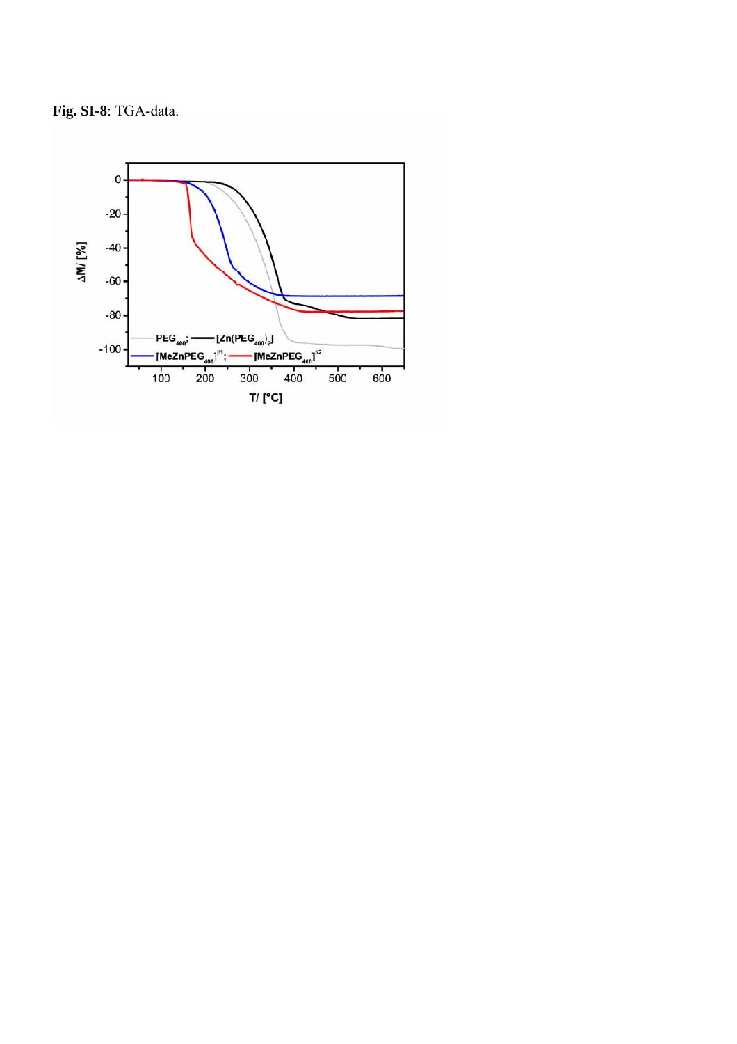**Fig. SI-8**: TGA-data.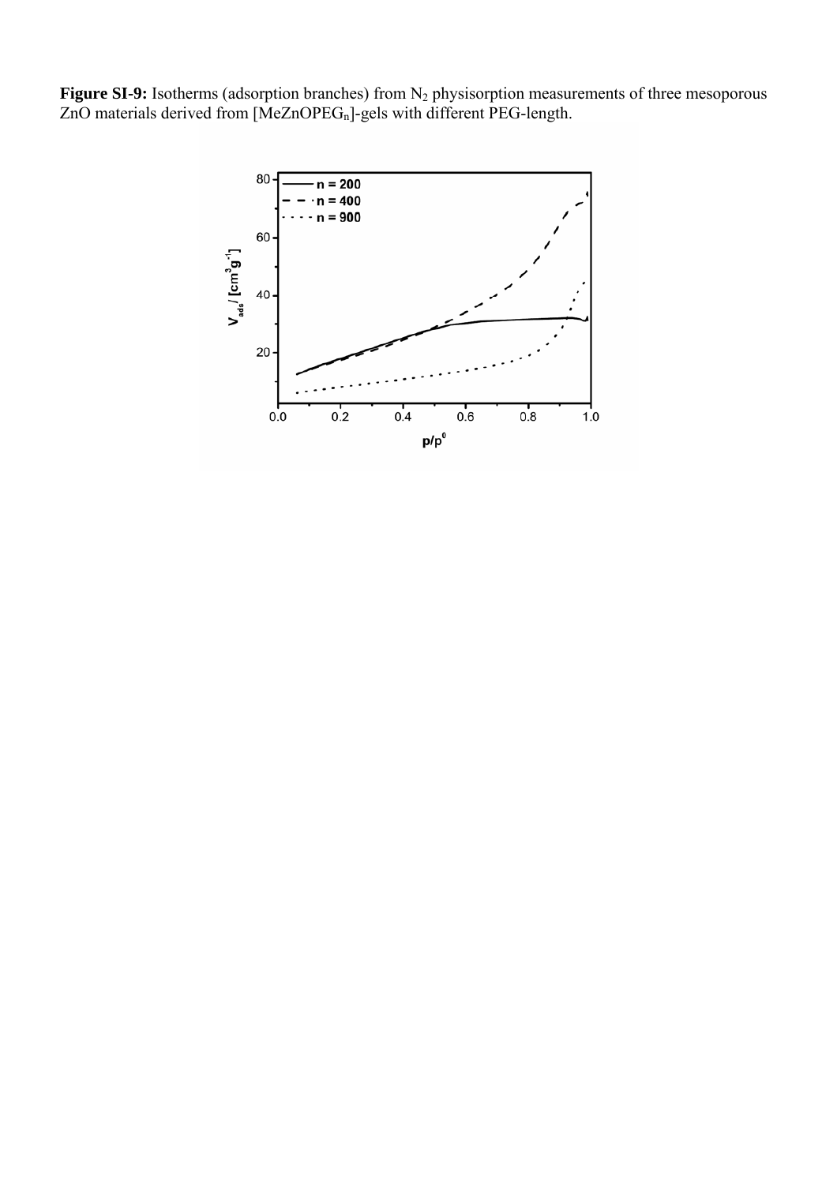**Figure SI-9:** Isotherms (adsorption branches) from $N_2$ physisorption measurements of three mesoporous ZnO materials derived from [MeZnOPEG$_n$]-gels with different PEG-length.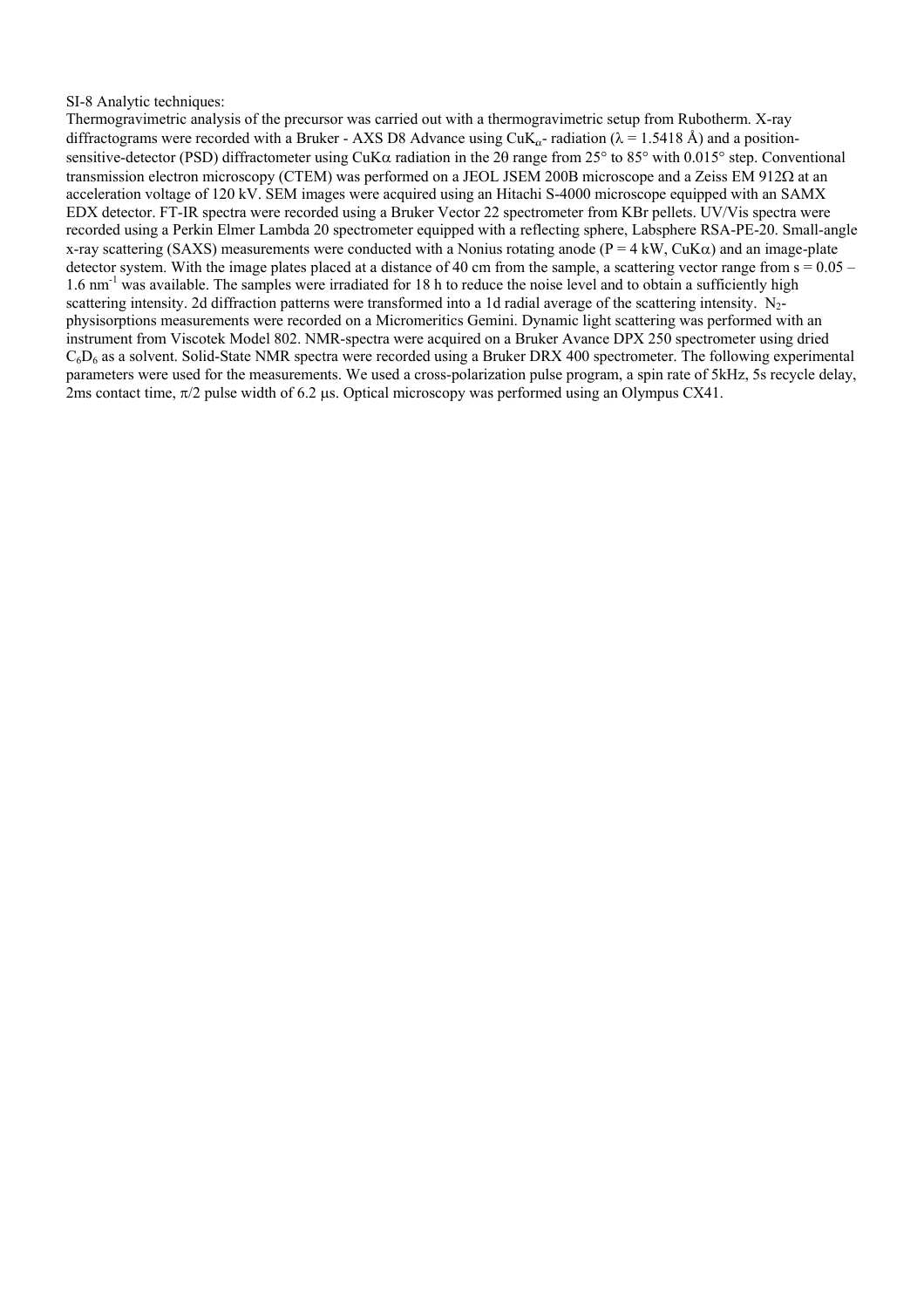SI-8 Analytic techniques:

Thermogravimetric analysis of the precursor was carried out with a thermogravimetric setup from Rubotherm. X-ray diffractograms were recorded with a Bruker - AXS D8 Advance using $CuK_{\alpha}$- radiation ($\lambda$ = 1.5418 Å) and a position-sensitive-detector (PSD) diffractometer using CuK$\alpha$ radiation in the 2θ range from 25° to 85° with 0.015° step. Conventional transmission electron microscopy (CTEM) was performed on a JEOL JSEM 200B microscope and a Zeiss EM 912Ω at an acceleration voltage of 120 kV. SEM images were acquired using an Hitachi S-4000 microscope equipped with an SAMX EDX detector. FT-IR spectra were recorded using a Bruker Vector 22 spectrometer from KBr pellets. UV/Vis spectra were recorded using a Perkin Elmer Lambda 20 spectrometer equipped with a reflecting sphere, Labsphere RSA-PE-20. Small-angle x-ray scattering (SAXS) measurements were conducted with a Nonius rotating anode (P = 4 kW, CuK$\alpha$) and an image-plate detector system. With the image plates placed at a distance of 40 cm from the sample, a scattering vector range from s = 0.05 – 1.6 $nm^{-1}$ was available. The samples were irradiated for 18 h to reduce the noise level and to obtain a sufficiently high scattering intensity. 2d diffraction patterns were transformed into a 1d radial average of the scattering intensity. $N_2$-physisorptions measurements were recorded on a Micromeritics Gemini. Dynamic light scattering was performed with an instrument from Viscotek Model 802. NMR-spectra were acquired on a Bruker Avance DPX 250 spectrometer using dried $C_6D_6$ as a solvent. Solid-State NMR spectra were recorded using a Bruker DRX 400 spectrometer. The following experimental parameters were used for the measurements. We used a cross-polarization pulse program, a spin rate of 5kHz, 5s recycle delay, 2ms contact time, $\pi/2$ pulse width of 6.2 μs. Optical microscopy was performed using an Olympus CX41.